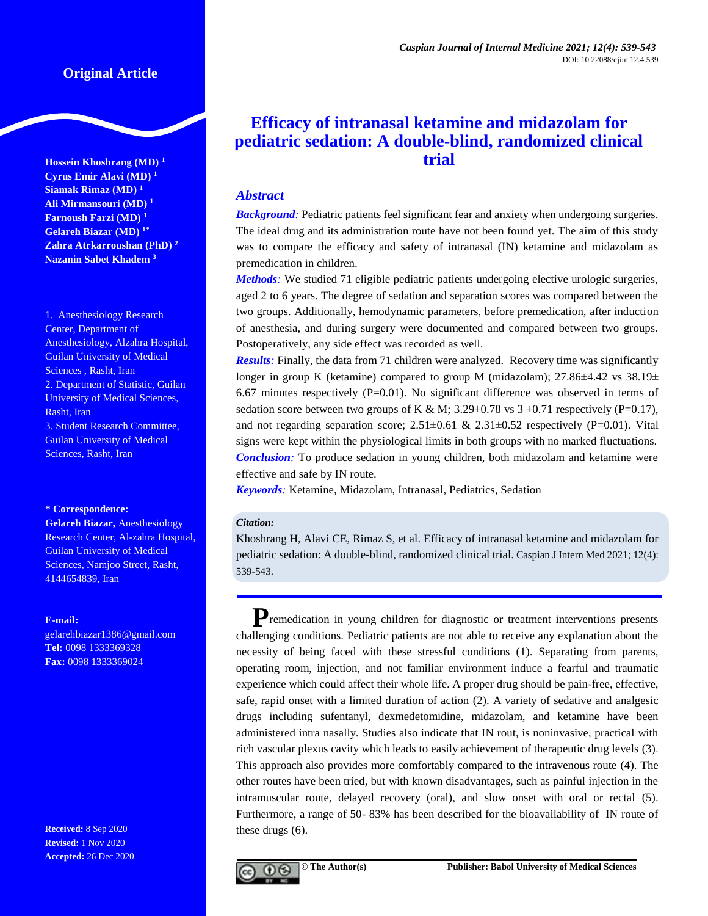Original Article

# Efficacy of intranasal ketamine and midazolam for pediatric sedation: A double-blind, randomized clinical trial

**Hossein Khoshrang (MD)** [1]
**Cyrus Emir Alavi (MD)** [1]
**Siamak Rimaz (MD)** [1]
**Ali Mirmansouri (MD)** [1]
**Farnoush Farzi (MD)** [1]
**Gelareh Biazar (MD)** [1*]
**Zahra Atrkarroushan (PhD)** [2]
**Nazanin Sabet Khadem** [3]

1. Anesthesiology Research Center, Department of Anesthesiology, Alzahra Hospital, Guilan University of Medical Sciences , Rasht, Iran
2. Department of Statistic, Guilan University of Medical Sciences, Rasht, Iran
3. Student Research Committee, Guilan University of Medical Sciences, Rasht, Iran

**\* Correspondence:**
**Gelareh Biazar,** Anesthesiology Research Center, Al-zahra Hospital, Guilan University of Medical Sciences, Namjoo Street, Rasht, 4144654839, Iran

**E-mail:** gelarehbiazar1386@gmail.com
**Tel:** 0098 1333369328
**Fax:** 0098 1333369024

**Received:** 8 Sep 2020
**Revised:** 1 Nov 2020
**Accepted:** 26 Dec 2020

## Abstract

***Background:*** Pediatric patients feel significant fear and anxiety when undergoing surgeries. The ideal drug and its administration route have not been found yet. The aim of this study was to compare the efficacy and safety of intranasal (IN) ketamine and midazolam as premedication in children.

***Methods:*** We studied 71 eligible pediatric patients undergoing elective urologic surgeries, aged 2 to 6 years. The degree of sedation and separation scores was compared between the two groups. Additionally, hemodynamic parameters, before premedication, after induction of anesthesia, and during surgery were documented and compared between two groups. Postoperatively, any side effect was recorded as well.

***Results:*** Finally, the data from 71 children were analyzed. Recovery time was significantly longer in group K (ketamine) compared to group M (midazolam); 27.86±4.42 vs 38.19± 6.67 minutes respectively (P=0.01). No significant difference was observed in terms of sedation score between two groups of K & M; 3.29±0.78 vs 3 ±0.71 respectively (P=0.17), and not regarding separation score; 2.51±0.61 & 2.31±0.52 respectively (P=0.01). Vital signs were kept within the physiological limits in both groups with no marked fluctuations.

***Conclusion:*** To produce sedation in young children, both midazolam and ketamine were effective and safe by IN route.

***Keywords:*** Ketamine, Midazolam, Intranasal, Pediatrics, Sedation

***Citation:***
Khoshrang H, Alavi CE, Rimaz S, et al. Efficacy of intranasal ketamine and midazolam for pediatric sedation: A double-blind, randomized clinical trial. Caspian J Intern Med 2021; 12(4): 539-543.

Premedication in young children for diagnostic or treatment interventions presents challenging conditions. Pediatric patients are not able to receive any explanation about the necessity of being faced with these stressful conditions (1). Separating from parents, operating room, injection, and not familiar environment induce a fearful and traumatic experience which could affect their whole life. A proper drug should be pain-free, effective, safe, rapid onset with a limited duration of action (2). A variety of sedative and analgesic drugs including sufentanyl, dexmedetomidine, midazolam, and ketamine have been administered intra nasally. Studies also indicate that IN rout, is noninvasive, practical with rich vascular plexus cavity which leads to easily achievement of therapeutic drug levels (3). This approach also provides more comfortably compared to the intravenous route (4). The other routes have been tried, but with known disadvantages, such as painful injection in the intramuscular route, delayed recovery (oral), and slow onset with oral or rectal (5). Furthermore, a range of 50- 83% has been described for the bioavailability of IN route of these drugs (6).

© The Author(s) Publisher: Babol University of Medical Sciences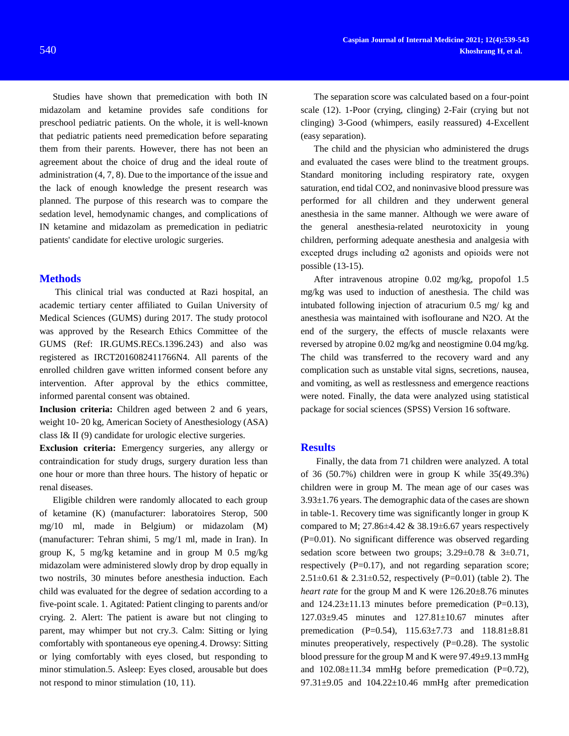Studies have shown that premedication with both IN midazolam and ketamine provides safe conditions for preschool pediatric patients. On the whole, it is well-known that pediatric patients need premedication before separating them from their parents. However, there has not been an agreement about the choice of drug and the ideal route of administration (4, 7, 8). Due to the importance of the issue and the lack of enough knowledge the present research was planned. The purpose of this research was to compare the sedation level, hemodynamic changes, and complications of IN ketamine and midazolam as premedication in pediatric patients' candidate for elective urologic surgeries.

## Methods

This clinical trial was conducted at Razi hospital, an academic tertiary center affiliated to Guilan University of Medical Sciences (GUMS) during 2017. The study protocol was approved by the Research Ethics Committee of the GUMS (Ref: IR.GUMS.RECs.1396.243) and also was registered as IRCT2016082411766N4. All parents of the enrolled children gave written informed consent before any intervention. After approval by the ethics committee, informed parental consent was obtained.

**Inclusion criteria:** Children aged between 2 and 6 years, weight 10- 20 kg, American Society of Anesthesiology (ASA) class I& II (9) candidate for urologic elective surgeries.

**Exclusion criteria:** Emergency surgeries, any allergy or contraindication for study drugs, surgery duration less than one hour or more than three hours. The history of hepatic or renal diseases.

Eligible children were randomly allocated to each group of ketamine (K) (manufacturer: laboratoires Sterop, 500 mg/10 ml, made in Belgium) or midazolam (M) (manufacturer: Tehran shimi, 5 mg/1 ml, made in Iran). In group K, 5 mg/kg ketamine and in group M 0.5 mg/kg midazolam were administered slowly drop by drop equally in two nostrils, 30 minutes before anesthesia induction. Each child was evaluated for the degree of sedation according to a five-point scale. 1. Agitated: Patient clinging to parents and/or crying. 2. Alert: The patient is aware but not clinging to parent, may whimper but not cry.3. Calm: Sitting or lying comfortably with spontaneous eye opening.4. Drowsy: Sitting or lying comfortably with eyes closed, but responding to minor stimulation.5. Asleep: Eyes closed, arousable but does not respond to minor stimulation (10, 11).

The separation score was calculated based on a four-point scale (12). 1-Poor (crying, clinging) 2-Fair (crying but not clinging) 3-Good (whimpers, easily reassured) 4-Excellent (easy separation).

The child and the physician who administered the drugs and evaluated the cases were blind to the treatment groups. Standard monitoring including respiratory rate, oxygen saturation, end tidal $CO_2$, and noninvasive blood pressure was performed for all children and they underwent general anesthesia in the same manner. Although we were aware of the general anesthesia-related neurotoxicity in young children, performing adequate anesthesia and analgesia with excepted drugs including α2 agonists and opioids were not possible (13-15).

After intravenous atropine 0.02 mg/kg, propofol 1.5 mg/kg was used to induction of anesthesia. The child was intubated following injection of atracurium 0.5 mg/ kg and anesthesia was maintained with isoflourane and $N_2O$. At the end of the surgery, the effects of muscle relaxants were reversed by atropine 0.02 mg/kg and neostigmine 0.04 mg/kg. The child was transferred to the recovery ward and any complication such as unstable vital signs, secretions, nausea, and vomiting, as well as restlessness and emergence reactions were noted. Finally, the data were analyzed using statistical package for social sciences (SPSS) Version 16 software.

## Results

Finally, the data from 71 children were analyzed. A total of 36 (50.7%) children were in group K while 35(49.3%) children were in group M. The mean age of our cases was 3.93±1.76 years. The demographic data of the cases are shown in table-1. Recovery time was significantly longer in group K compared to M; 27.86±4.42 & 38.19±6.67 years respectively (P=0.01). No significant difference was observed regarding sedation score between two groups; 3.29±0.78 & 3±0.71, respectively (P=0.17), and not regarding separation score; 2.51±0.61 & 2.31±0.52, respectively (P=0.01) (table 2). The *heart rate* for the group M and K were 126.20±8.76 minutes and 124.23±11.13 minutes before premedication (P=0.13), 127.03±9.45 minutes and 127.81±10.67 minutes after premedication (P=0.54), 115.63±7.73 and 118.81±8.81 minutes preoperatively, respectively (P=0.28). The systolic blood pressure for the group M and K were 97.49±9.13 mmHg and 102.08±11.34 mmHg before premedication (P=0.72), 97.31±9.05 and 104.22±10.46 mmHg after premedication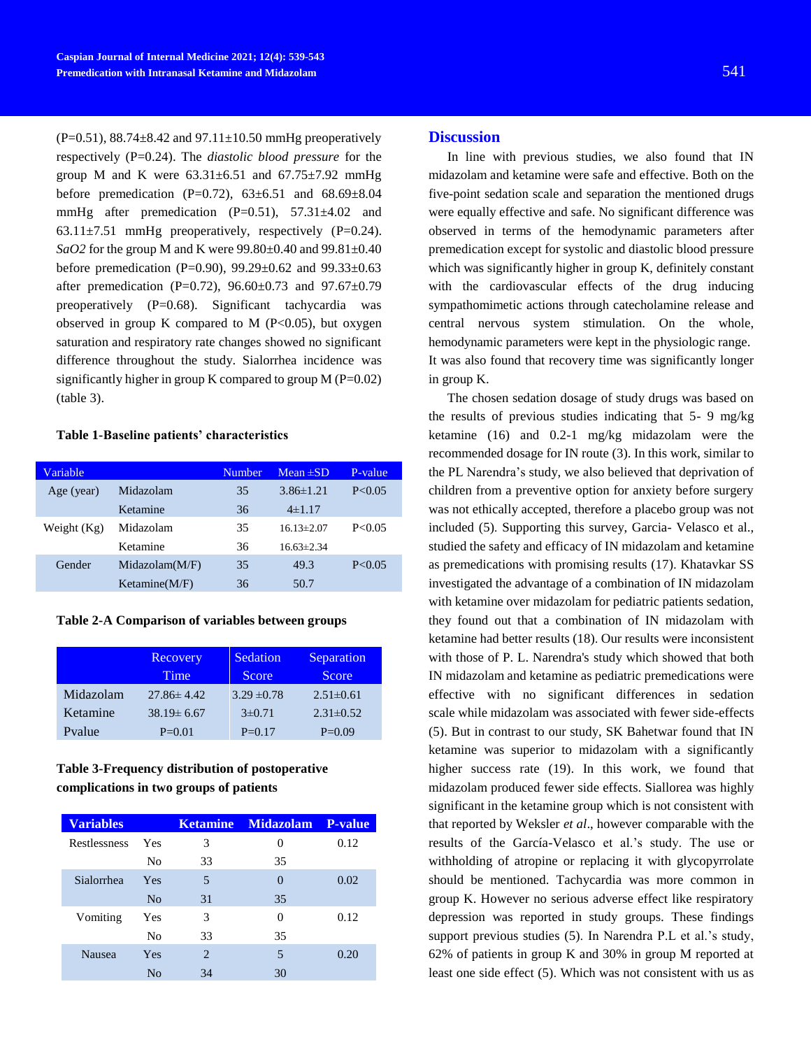(P=0.51), 88.74±8.42 and 97.11±10.50 mmHg preoperatively respectively (P=0.24). The *diastolic blood pressure* for the group M and K were 63.31±6.51 and 67.75±7.92 mmHg before premedication (P=0.72), 63±6.51 and 68.69±8.04 mmHg after premedication (P=0.51), 57.31±4.02 and 63.11±7.51 mmHg preoperatively, respectively (P=0.24). *SaO2* for the group M and K were 99.80±0.40 and 99.81±0.40 before premedication (P=0.90), 99.29±0.62 and 99.33±0.63 after premedication (P=0.72), 96.60±0.73 and 97.67±0.79 preoperatively (P=0.68). Significant tachycardia was observed in group K compared to M (P<0.05), but oxygen saturation and respiratory rate changes showed no significant difference throughout the study. Sialorrhea incidence was significantly higher in group K compared to group M (P=0.02) (table 3).

**Table 1-Baseline patients' characteristics**

| Variable | | Number | Mean ±SD | P-value |
|---|---|---|---|---|
| Age (year) | Midazolam | 35 | 3.86±1.21 | P<0.05 |
| | Ketamine | 36 | 4±1.17 | |
| Weight (Kg) | Midazolam | 35 | 16.13±2.07 | P<0.05 |
| | Ketamine | 36 | 16.63±2.34 | |
| Gender | Midazolam(M/F) | 35 | 49.3 | P<0.05 |
| | Ketamine(M/F) | 36 | 50.7 | |

**Table 2-A Comparison of variables between groups**

| | Recovery Time | Sedation Score | Separation Score |
|---|---|---|---|
| Midazolam | 27.86± 4.42 | 3.29 ±0.78 | 2.51±0.61 |
| Ketamine | 38.19± 6.67 | 3±0.71 | 2.31±0.52 |
| Pvalue | P=0.01 | P=0.17 | P=0.09 |

**Table 3-Frequency distribution of postoperative complications in two groups of patients**

| Variables | | Ketamine | Midazolam | P-value |
|---|---|---|---|---|
| Restlessness | Yes | 3 | 0 | 0.12 |
| | No | 33 | 35 | |
| Sialorrhea | Yes | 5 | 0 | 0.02 |
| | No | 31 | 35 | |
| Vomiting | Yes | 3 | 0 | 0.12 |
| | No | 33 | 35 | |
| Nausea | Yes | 2 | 5 | 0.20 |
| | No | 34 | 30 | |

## Discussion

In line with previous studies, we also found that IN midazolam and ketamine were safe and effective. Both on the five-point sedation scale and separation the mentioned drugs were equally effective and safe. No significant difference was observed in terms of the hemodynamic parameters after premedication except for systolic and diastolic blood pressure which was significantly higher in group K, definitely constant with the cardiovascular effects of the drug inducing sympathomimetic actions through catecholamine release and central nervous system stimulation. On the whole, hemodynamic parameters were kept in the physiologic range. It was also found that recovery time was significantly longer in group K.

The chosen sedation dosage of study drugs was based on the results of previous studies indicating that 5- 9 mg/kg ketamine (16) and 0.2-1 mg/kg midazolam were the recommended dosage for IN route (3). In this work, similar to the PL Narendra's study, we also believed that deprivation of children from a preventive option for anxiety before surgery was not ethically accepted, therefore a placebo group was not included (5). Supporting this survey, Garcia- Velasco et al., studied the safety and efficacy of IN midazolam and ketamine as premedications with promising results (17). Khatavkar SS investigated the advantage of a combination of IN midazolam with ketamine over midazolam for pediatric patients sedation, they found out that a combination of IN midazolam with ketamine had better results (18). Our results were inconsistent with those of P. L. Narendra's study which showed that both IN midazolam and ketamine as pediatric premedications were effective with no significant differences in sedation scale while midazolam was associated with fewer side-effects (5). But in contrast to our study, SK Bahetwar found that IN ketamine was superior to midazolam with a significantly higher success rate (19). In this work, we found that midazolam produced fewer side effects. Siallorea was highly significant in the ketamine group which is not consistent with that reported by Weksler *et al*., however comparable with the results of the García-Velasco et al.'s study. The use or withholding of atropine or replacing it with glycopyrrolate should be mentioned. Tachycardia was more common in group K. However no serious adverse effect like respiratory depression was reported in study groups. These findings support previous studies (5). In Narendra P.L et al.'s study, 62% of patients in group K and 30% in group M reported at least one side effect (5). Which was not consistent with us as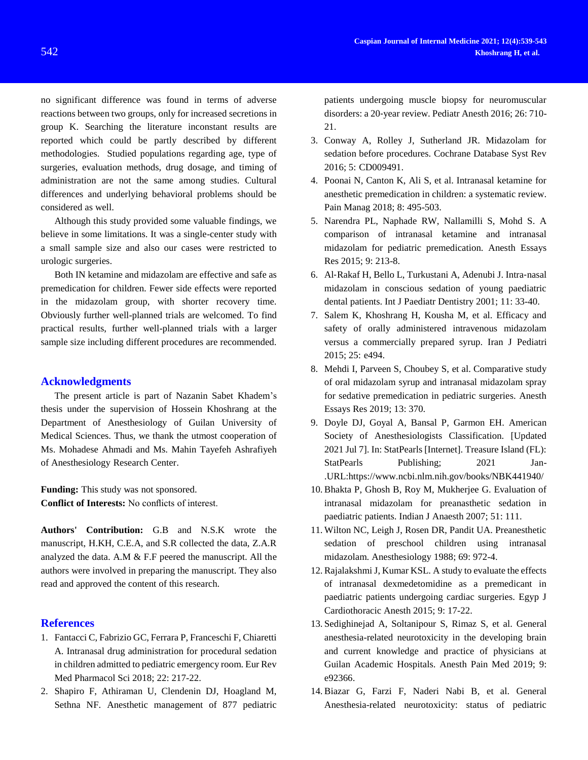no significant difference was found in terms of adverse reactions between two groups, only for increased secretions in group K. Searching the literature inconstant results are reported which could be partly described by different methodologies. Studied populations regarding age, type of surgeries, evaluation methods, drug dosage, and timing of administration are not the same among studies. Cultural differences and underlying behavioral problems should be considered as well.

Although this study provided some valuable findings, we believe in some limitations. It was a single-center study with a small sample size and also our cases were restricted to urologic surgeries.

Both IN ketamine and midazolam are effective and safe as premedication for children. Fewer side effects were reported in the midazolam group, with shorter recovery time. Obviously further well-planned trials are welcomed. To find practical results, further well-planned trials with a larger sample size including different procedures are recommended.

## Acknowledgments

The present article is part of Nazanin Sabet Khadem's thesis under the supervision of Hossein Khoshrang at the Department of Anesthesiology of Guilan University of Medical Sciences. Thus, we thank the utmost cooperation of Ms. Mohadese Ahmadi and Ms. Mahin Tayefeh Ashrafiyeh of Anesthesiology Research Center.

**Funding:** This study was not sponsored.

**Conflict of Interests:** No conflicts of interest.

**Authors' Contribution:** G.B and N.S.K wrote the manuscript, H.KH, C.E.A, and S.R collected the data, Z.A.R analyzed the data. A.M & F.F peered the manuscript. All the authors were involved in preparing the manuscript. They also read and approved the content of this research.

## References

1. Fantacci C, Fabrizio GC, Ferrara P, Franceschi F, Chiaretti A. Intranasal drug administration for procedural sedation in children admitted to pediatric emergency room. Eur Rev Med Pharmacol Sci 2018; 22: 217-22.
2. Shapiro F, Athiraman U, Clendenin DJ, Hoagland M, Sethna NF. Anesthetic management of 877 pediatric patients undergoing muscle biopsy for neuromuscular disorders: a 20-year review. Pediatr Anesth 2016; 26: 710-21.
3. Conway A, Rolley J, Sutherland JR. Midazolam for sedation before procedures. Cochrane Database Syst Rev 2016; 5: CD009491.
4. Poonai N, Canton K, Ali S, et al. Intranasal ketamine for anesthetic premedication in children: a systematic review. Pain Manag 2018; 8: 495-503.
5. Narendra PL, Naphade RW, Nallamilli S, Mohd S. A comparison of intranasal ketamine and intranasal midazolam for pediatric premedication. Anesth Essays Res 2015; 9: 213-8.
6. Al-Rakaf H, Bello L, Turkustani A, Adenubi J. Intra-nasal midazolam in conscious sedation of young paediatric dental patients. Int J Paediatr Dentistry 2001; 11: 33-40.
7. Salem K, Khoshrang H, Kousha M, et al. Efficacy and safety of orally administered intravenous midazolam versus a commercially prepared syrup. Iran J Pediatri 2015; 25: e494.
8. Mehdi I, Parveen S, Choubey S, et al. Comparative study of oral midazolam syrup and intranasal midazolam spray for sedative premedication in pediatric surgeries. Anesth Essays Res 2019; 13: 370.
9. Doyle DJ, Goyal A, Bansal P, Garmon EH. American Society of Anesthesiologists Classification. [Updated 2021 Jul 7]. In: StatPearls [Internet]. Treasure Island (FL): StatPearls Publishing; 2021 Jan-.URL:https://www.ncbi.nlm.nih.gov/books/NBK441940/
10. Bhakta P, Ghosh B, Roy M, Mukherjee G. Evaluation of intranasal midazolam for preanasthetic sedation in paediatric patients. Indian J Anaesth 2007; 51: 111.
11. Wilton NC, Leigh J, Rosen DR, Pandit UA. Preanesthetic sedation of preschool children using intranasal midazolam. Anesthesiology 1988; 69: 972-4.
12. Rajalakshmi J, Kumar KSL. A study to evaluate the effects of intranasal dexmedetomidine as a premedicant in paediatric patients undergoing cardiac surgeries. Egyp J Cardiothoracic Anesth 2015; 9: 17-22.
13. Sedighinejad A, Soltanipour S, Rimaz S, et al. General anesthesia-related neurotoxicity in the developing brain and current knowledge and practice of physicians at Guilan Academic Hospitals. Anesth Pain Med 2019; 9: e92366.
14. Biazar G, Farzi F, Naderi Nabi B, et al. General Anesthesia-related neurotoxicity: status of pediatric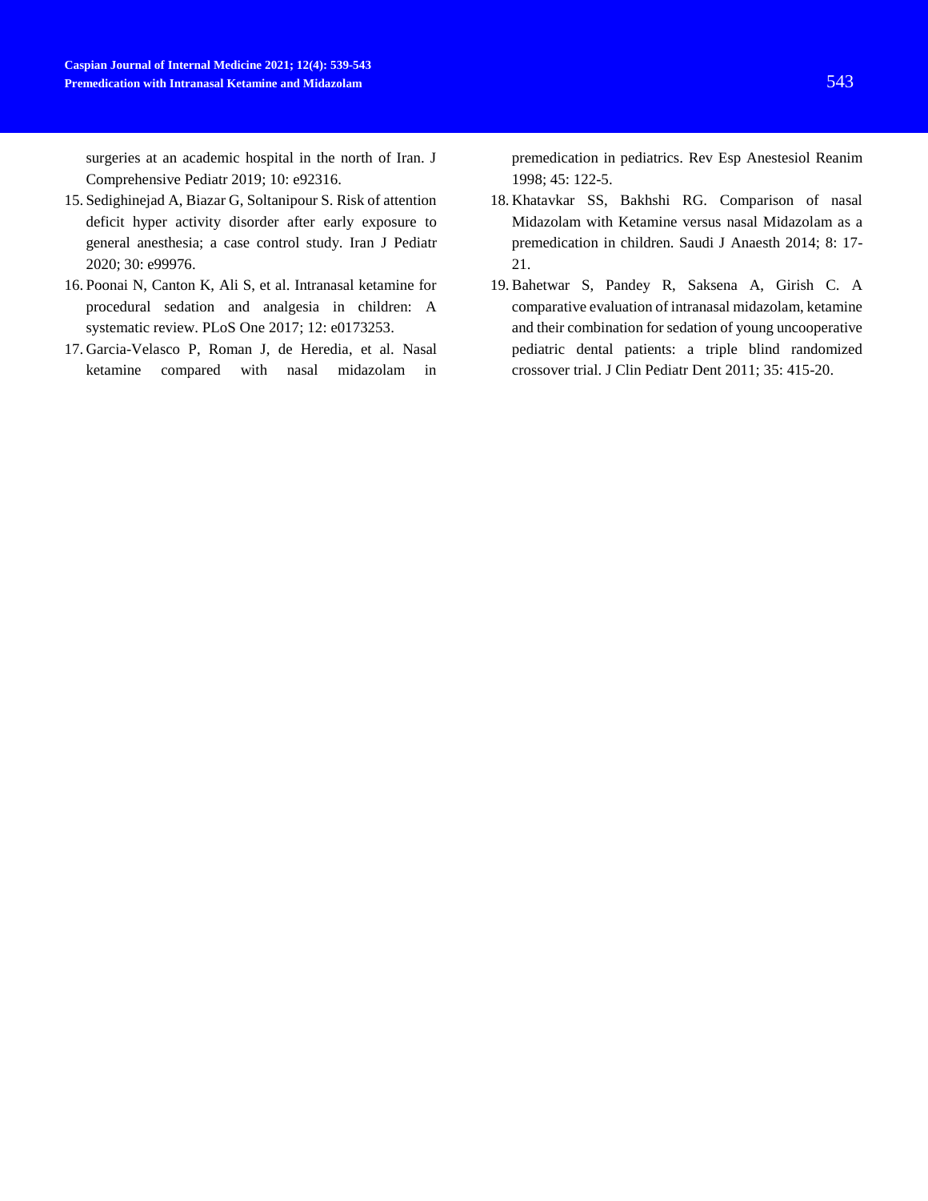surgeries at an academic hospital in the north of Iran. J Comprehensive Pediatr 2019; 10: e92316.

15. Sedighinejad A, Biazar G, Soltanipour S. Risk of attention deficit hyper activity disorder after early exposure to general anesthesia; a case control study. Iran J Pediatr 2020; 30: e99976.
16. Poonai N, Canton K, Ali S, et al. Intranasal ketamine for procedural sedation and analgesia in children: A systematic review. PLoS One 2017; 12: e0173253.
17. Garcia-Velasco P, Roman J, de Heredia, et al. Nasal ketamine compared with nasal midazolam in premedication in pediatrics. Rev Esp Anestesiol Reanim 1998; 45: 122-5.
18. Khatavkar SS, Bakhshi RG. Comparison of nasal Midazolam with Ketamine versus nasal Midazolam as a premedication in children. Saudi J Anaesth 2014; 8: 17-21.
19. Bahetwar S, Pandey R, Saksena A, Girish C. A comparative evaluation of intranasal midazolam, ketamine and their combination for sedation of young uncooperative pediatric dental patients: a triple blind randomized crossover trial. J Clin Pediatr Dent 2011; 35: 415-20.